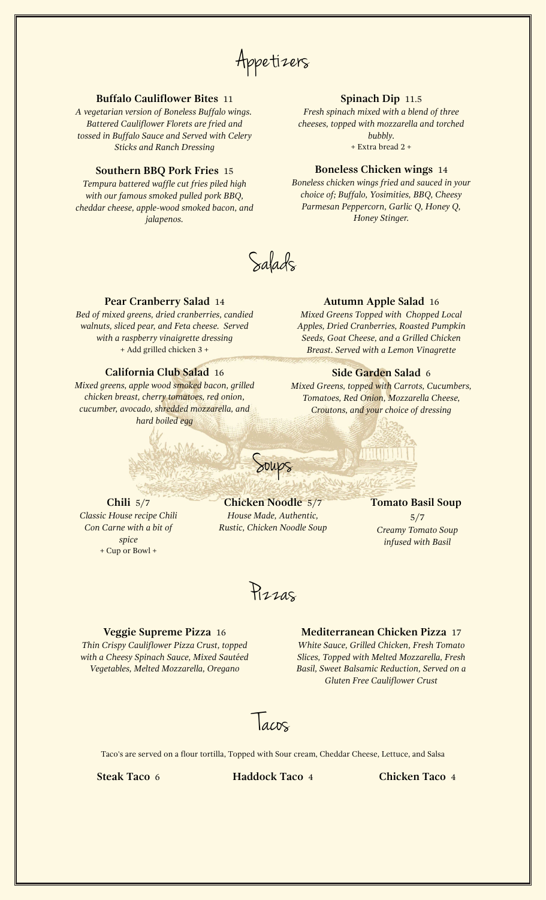# Appetizers

### Buffalo Cauliflower Bites 11

*A vegetarian version of Boneless Buffalo wings. Battered Cauliflower Florets are fried and tossed in Buffalo Sauce and Served with Celery Sticks and Ranch Dressing*

### Southern BBQ Pork Fries 15

*Tempura battered waffle cut fries piled high with our famous smoked pulled pork BBQ, cheddar cheese, apple-wood smoked bacon, and jalapenos.*

### Spinach Dip 11.5

*Fresh spinach mixed with a blend of three cheeses, topped with mozzarella and torched bubbly.*

+ Extra bread 2 +

### Boneless Chicken wings 14

*Boneless chicken wings fried and sauced in your choice of; Buffalo, Yosimities, BBQ, Cheesy Parmesan Peppercorn, Garlic Q, Honey Q, Honey Stinger.*

# Salads

### Pear Cranberry Salad 14

*Bed of mixed greens, dried cranberries, candied walnuts, sliced pear, and Feta cheese. Served with a raspberry vinaigrette dressing*

+ Add grilled chicken 3 +

### California Club Salad 16

*Mixed greens, apple wood smoked bacon, grilled chicken breast, cherry tomatoes, red onion, cucumber, avocado, shredded mozzarella, and hard boiled egg*

### Autumn Apple Salad 16

*Mixed Greens Topped with Chopped Local Apples, Dried Cranberries, Roasted Pumpkin Seeds, Goat Cheese, and a Grilled Chicken Breast. Served with a Lemon Vinagrette*

### Side Garden Salad 6

*Mixed Greens, topped with Carrots, Cucumbers, Tomatoes, Red Onion, Mozzarella Cheese, Croutons, and your choice of dressing*

# Soups

### Chili 5/7

*Classic House recipe Chili Con Carne with a bit of spice*

+ Cup or Bowl +

### Chicken Noodle 5/7

*House Made, Authentic, Rustic, Chicken Noodle Soup*

### Tomato Basil Soup 5/7

*Creamy Tomato Soup infused with Basil*

# Pizzas

### Veggie Supreme Pizza 16

*Thin Crispy Cauliflower Pizza Crust, topped with a Cheesy Spinach Sauce, Mixed Sautéed Vegetables, Melted Mozzarella, Oregano*

### Mediterranean Chicken Pizza 17

*White Sauce, Grilled Chicken, Fresh Tomato Slices, Topped with Melted Mozzarella, Fresh Basil, Sweet Balsamic Reduction, Served on a Gluten Free Cauliflower Crust*

# Tacos

Taco's are served on a flour tortilla, Topped with Sour cream, Cheddar Cheese, Lettuce, and Salsa

**Steak Taco** 6

**Haddock Taco** 4

**Chicken Taco** 4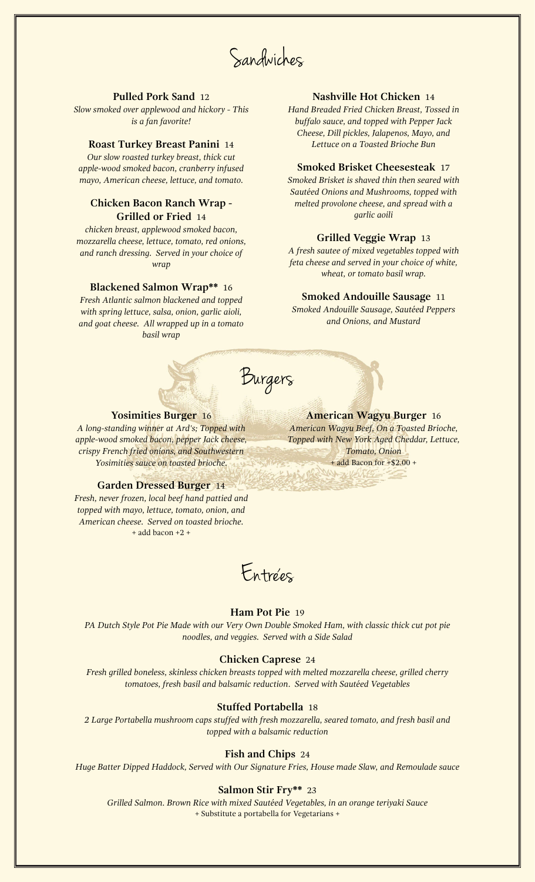# Sandwiches

### Pulled Pork Sand 12

*Slow smoked over applewood and hickory - This is a fan favorite!*

### Roast Turkey Breast Panini 14

*Our slow roasted turkey breast, thick cut apple-wood smoked bacon, cranberry infused mayo, American cheese, lettuce, and tomato.*

### Chicken Bacon Ranch Wrap - Grilled or Fried 14

*chicken breast, applewood smoked bacon, mozzarella cheese, lettuce, tomato, red onions, and ranch dressing. Served in your choice of wrap*

### Blackened Salmon Wrap** 16

*Fresh Atlantic salmon blackened and topped with spring lettuce, salsa, onion, garlic aioli, and goat cheese. All wrapped up in a tomato basil wrap*

### Nashville Hot Chicken 14

*Hand Breaded Fried Chicken Breast, Tossed in buffalo sauce, and topped with Pepper Jack Cheese, Dill pickles, Jalapenos, Mayo, and Lettuce on a Toasted Brioche Bun*

### Smoked Brisket Cheesesteak 17

*Smoked Brisket is shaved thin then seared with Sautéed Onions and Mushrooms, topped with melted provolone cheese, and spread with a garlic aoili*

### Grilled Veggie Wrap 13

*A fresh sautee of mixed vegetables topped with feta cheese and served in your choice of white, wheat, or tomato basil wrap.*

### Smoked Andouille Sausage 11

*Smoked Andouille Sausage, Sautéed Peppers and Onions, and Mustard*

# Burgers

### Yosimities Burger 16

*A long-standing winner at Ard's; Topped with apple-wood smoked bacon, pepper Jack cheese, crispy French fried onions, and Southwestern Yosimities sauce on toasted brioche.*

### Garden Dressed Burger 14

*Fresh, never frozen, local beef hand pattied and topped with mayo, lettuce, tomato, onion, and American cheese. Served on toasted brioche.*

+ add bacon +2 +

### American Wagyu Burger 16

*American Wagyu Beef, On a Toasted Brioche, Topped with New York Aged Cheddar, Lettuce, Tomato, Onion*

+ add Bacon for +$2.00 +

# Entrées

### Ham Pot Pie 19

*PA Dutch Style Pot Pie Made with our Very Own Double Smoked Ham, with classic thick cut pot pie noodles, and veggies. Served with a Side Salad*

### Chicken Caprese 24

*Fresh grilled boneless, skinless chicken breasts topped with melted mozzarella cheese, grilled cherry tomatoes, fresh basil and balsamic reduction. Served with Sautéed Vegetables*

### Stuffed Portabella 18

*2 Large Portabella mushroom caps stuffed with fresh mozzarella, seared tomato, and fresh basil and topped with a balsamic reduction*

### Fish and Chips 24

*Huge Batter Dipped Haddock, Served with Our Signature Fries, House made Slaw, and Remoulade sauce*

### Salmon Stir Fry** 23

*Grilled Salmon. Brown Rice with mixed Sautéed Vegetables, in an orange teriyaki Sauce*

+ Substitute a portabella for Vegetarians +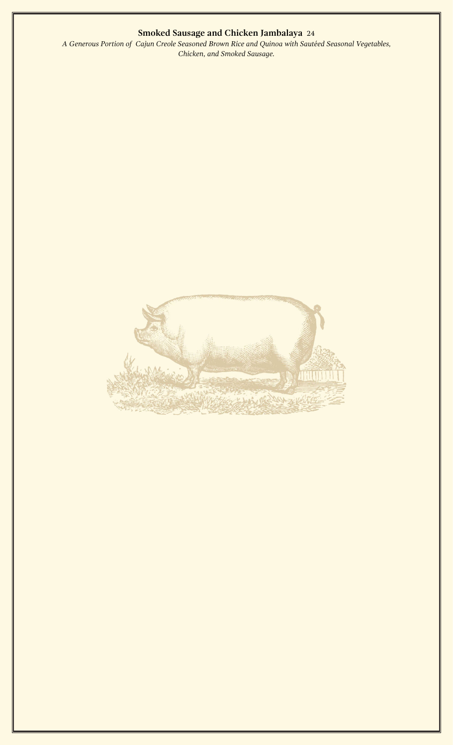**Smoked Sausage and Chicken Jambalaya** 24

*A Generous Portion of Cajun Creole Seasoned Brown Rice and Quinoa with Sautéed Seasonal Vegetables, Chicken, and Smoked Sausage.*